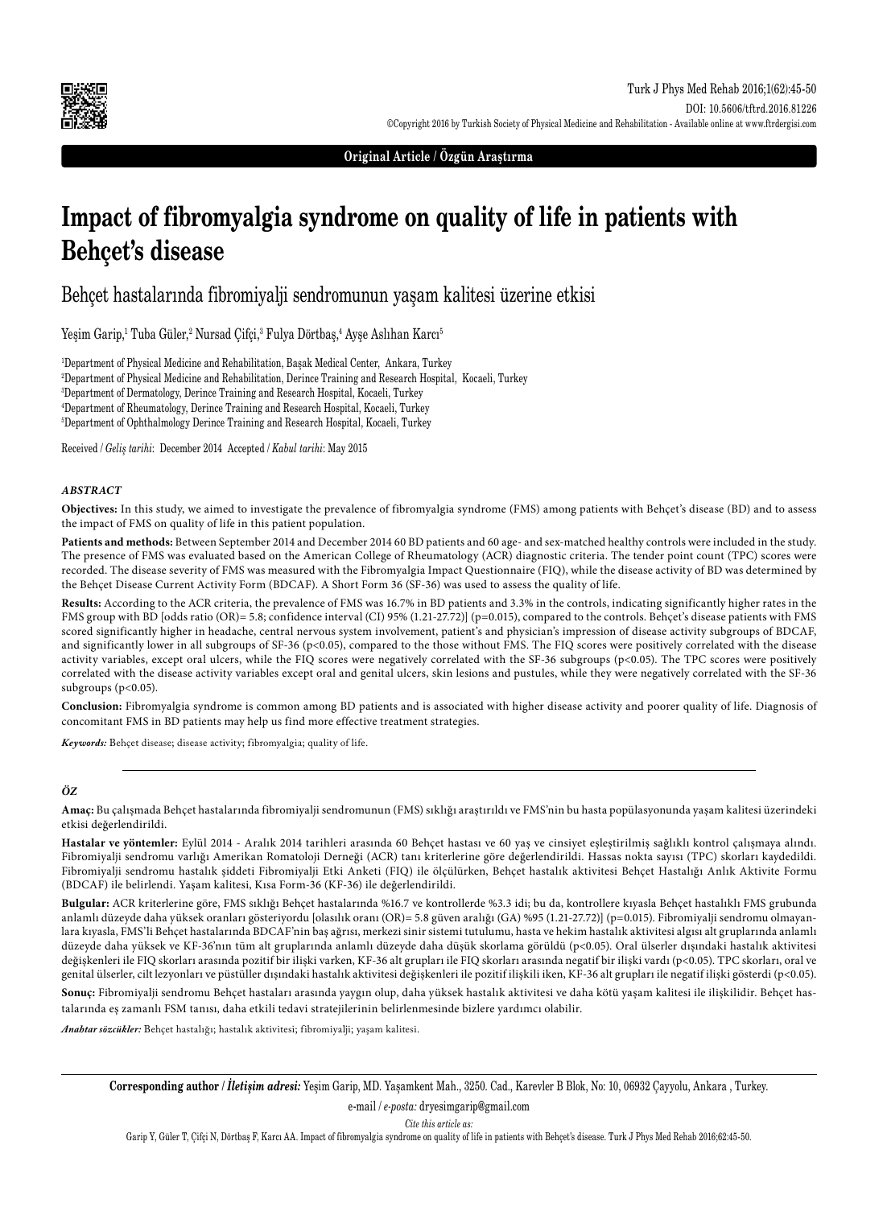Original Article / Özgün Araştırma

# Impact of fibromyalgia syndrome on quality of life in patients with Behçet's disease

## Behçet hastalarında fibromiyalji sendromunun yaşam kalitesi üzerine etkisi

Yeşim Garip,[1] Tuba Güler,[2] Nursad Çifçi,[3] Fulya Dörtbaş,[4] Ayşe Aslıhan Karcı[5]

[1]Department of Physical Medicine and Rehabilitation, Başak Medical Center, Ankara, Turkey
[2]Department of Physical Medicine and Rehabilitation, Derince Training and Research Hospital, Kocaeli, Turkey
[3]Department of Dermatology, Derince Training and Research Hospital, Kocaeli, Turkey
[4]Department of Rheumatology, Derince Training and Research Hospital, Kocaeli, Turkey
[5]Department of Ophthalmology Derince Training and Research Hospital, Kocaeli, Turkey

Received / *Geliş tarihi*: December 2014 Accepted / *Kabul tarihi*: May 2015

### *ABSTRACT*

**Objectives:** In this study, we aimed to investigate the prevalence of fibromyalgia syndrome (FMS) among patients with Behçet's disease (BD) and to assess the impact of FMS on quality of life in this patient population.

**Patients and methods:** Between September 2014 and December 2014 60 BD patients and 60 age- and sex-matched healthy controls were included in the study. The presence of FMS was evaluated based on the American College of Rheumatology (ACR) diagnostic criteria. The tender point count (TPC) scores were recorded. The disease severity of FMS was measured with the Fibromyalgia Impact Questionnaire (FIQ), while the disease activity of BD was determined by the Behçet Disease Current Activity Form (BDCAF). A Short Form 36 (SF-36) was used to assess the quality of life.

**Results:** According to the ACR criteria, the prevalence of FMS was 16.7% in BD patients and 3.3% in the controls, indicating significantly higher rates in the FMS group with BD [odds ratio (OR)= 5.8; confidence interval (CI) 95% (1.21-27.72)] (p=0.015), compared to the controls. Behçet's disease patients with FMS scored significantly higher in headache, central nervous system involvement, patient's and physician's impression of disease activity subgroups of BDCAF, and significantly lower in all subgroups of SF-36 (p<0.05), compared to the those without FMS. The FIQ scores were positively correlated with the disease activity variables, except oral ulcers, while the FIQ scores were negatively correlated with the SF-36 subgroups (p<0.05). The TPC scores were positively correlated with the disease activity variables except oral and genital ulcers, skin lesions and pustules, while they were negatively correlated with the SF-36 subgroups (p<0.05).

**Conclusion:** Fibromyalgia syndrome is common among BD patients and is associated with higher disease activity and poorer quality of life. Diagnosis of concomitant FMS in BD patients may help us find more effective treatment strategies.

***Keywords:*** Behçet disease; disease activity; fibromyalgia; quality of life.

### *ÖZ*

**Amaç:** Bu çalışmada Behçet hastalarında fibromiyalji sendromunun (FMS) sıklığı araştırıldı ve FMS'nin bu hasta popülasyonunda yaşam kalitesi üzerindeki etkisi değerlendirildi.

**Hastalar ve yöntemler:** Eylül 2014 - Aralık 2014 tarihleri arasında 60 Behçet hastası ve 60 yaş ve cinsiyet eşleştirilmiş sağlıklı kontrol çalışmaya alındı. Fibromiyalji sendromu varlığı Amerikan Romatoloji Derneği (ACR) tanı kriterlerine göre değerlendirildi. Hassas nokta sayısı (TPC) skorları kaydedildi. Fibromiyalji sendromu hastalık şiddeti Fibromiyalji Etki Anketi (FIQ) ile ölçülürken, Behçet hastalık aktivitesi Behçet Hastalığı Anlık Aktivite Formu (BDCAF) ile belirlendi. Yaşam kalitesi, Kısa Form-36 (KF-36) ile değerlendirildi.

**Bulgular:** ACR kriterlerine göre, FMS sıklığı Behçet hastalarında %16.7 ve kontrollerde %3.3 idi; bu da, kontrollere kıyasla Behçet hastalıklı FMS grubunda anlamlı düzeyde daha yüksek oranları gösteriyordu [olasılık oranı (OR)= 5.8 güven aralığı (GA) %95 (1.21-27.72)] (p=0.015). Fibromiyalji sendromu olmayanlara kıyasla, FMS'li Behçet hastalarında BDCAF'nin baş ağrısı, merkezi sinir sistemi tutulumu, hasta ve hekim hastalık aktivitesi algısı alt gruplarında anlamlı düzeyde daha yüksek ve KF-36'nın tüm alt gruplarında anlamlı düzeyde daha düşük skorlama görüldü (p<0.05). Oral ülserler dışındaki hastalık aktivitesi değişkenleri ile FIQ skorları arasında pozitif bir ilişki varken, KF-36 alt grupları ile FIQ skorları arasında negatif bir ilişki vardı (p<0.05). TPC skorları, oral ve genital ülserler, cilt lezyonları ve püstüller dışındaki hastalık aktivitesi değişkenleri ile pozitif ilişkili iken, KF-36 alt grupları ile negatif ilişki gösterdi (p<0.05).

**Sonuç:** Fibromiyalji sendromu Behçet hastaları arasında yaygın olup, daha yüksek hastalık aktivitesi ve daha kötü yaşam kalitesi ile ilişkilidir. Behçet hastalarında eş zamanlı FSM tanısı, daha etkili tedavi stratejilerinin belirlenmesinde bizlere yardımcı olabilir.

***Anahtar sözcükler:*** Behçet hastalığı; hastalık aktivitesi; fibromiyalji; yaşam kalitesi.

**Corresponding author / *İletişim adresi:*** Yeşim Garip, MD. Yaşamkent Mah., 3250. Cad., Karevler B Blok, No: 10, 06932 Çayyolu, Ankara , Turkey.

e-mail / *e-posta:* dryesimgarip@gmail.com

*Cite this article as:*
Garip Y, Güler T, Çifçi N, Dörtbaş F, Karcı AA. Impact of fibromyalgia syndrome on quality of life in patients with Behçet's disease. Turk J Phys Med Rehab 2016;62:45-50.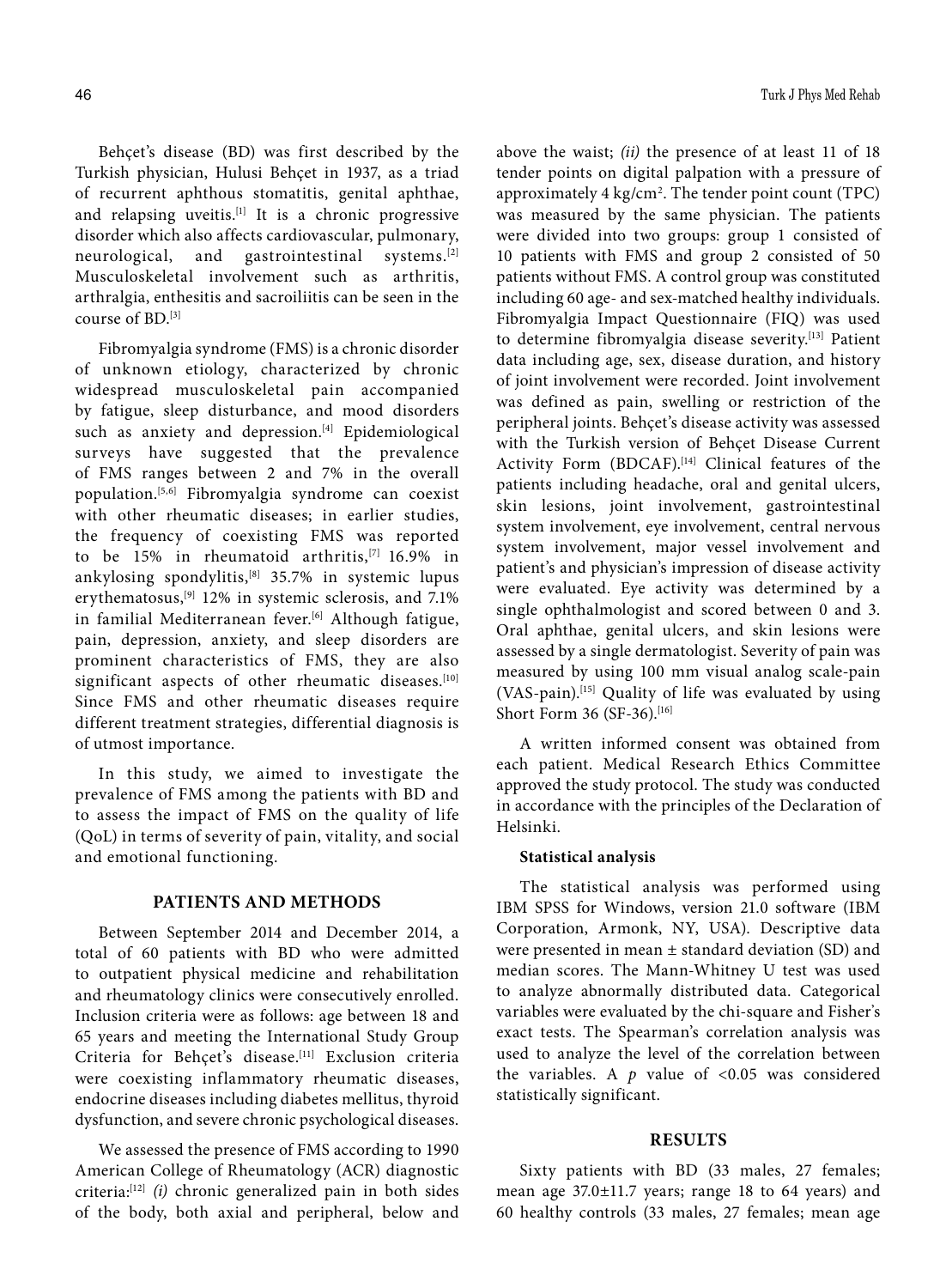Behçet's disease (BD) was first described by the Turkish physician, Hulusi Behçet in 1937, as a triad of recurrent aphthous stomatitis, genital aphthae, and relapsing uveitis.[1] It is a chronic progressive disorder which also affects cardiovascular, pulmonary, neurological, and gastrointestinal systems.[2] Musculoskeletal involvement such as arthritis, arthralgia, enthesitis and sacroiliitis can be seen in the course of BD.[3]

Fibromyalgia syndrome (FMS) is a chronic disorder of unknown etiology, characterized by chronic widespread musculoskeletal pain accompanied by fatigue, sleep disturbance, and mood disorders such as anxiety and depression.[4] Epidemiological surveys have suggested that the prevalence of FMS ranges between 2 and 7% in the overall population.[5,6] Fibromyalgia syndrome can coexist with other rheumatic diseases; in earlier studies, the frequency of coexisting FMS was reported to be 15% in rheumatoid arthritis,[7] 16.9% in ankylosing spondylitis,[8] 35.7% in systemic lupus erythematosus,[9] 12% in systemic sclerosis, and 7.1% in familial Mediterranean fever.[6] Although fatigue, pain, depression, anxiety, and sleep disorders are prominent characteristics of FMS, they are also significant aspects of other rheumatic diseases.[10] Since FMS and other rheumatic diseases require different treatment strategies, differential diagnosis is of utmost importance.

In this study, we aimed to investigate the prevalence of FMS among the patients with BD and to assess the impact of FMS on the quality of life (QoL) in terms of severity of pain, vitality, and social and emotional functioning.

## PATIENTS AND METHODS

Between September 2014 and December 2014, a total of 60 patients with BD who were admitted to outpatient physical medicine and rehabilitation and rheumatology clinics were consecutively enrolled. Inclusion criteria were as follows: age between 18 and 65 years and meeting the International Study Group Criteria for Behçet's disease.[11] Exclusion criteria were coexisting inflammatory rheumatic diseases, endocrine diseases including diabetes mellitus, thyroid dysfunction, and severe chronic psychological diseases.

We assessed the presence of FMS according to 1990 American College of Rheumatology (ACR) diagnostic criteria:[12] *(i)* chronic generalized pain in both sides of the body, both axial and peripheral, below and above the waist; *(ii)* the presence of at least 11 of 18 tender points on digital palpation with a pressure of approximately 4 kg/cm$^2$. The tender point count (TPC) was measured by the same physician. The patients were divided into two groups: group 1 consisted of 10 patients with FMS and group 2 consisted of 50 patients without FMS. A control group was constituted including 60 age- and sex-matched healthy individuals. Fibromyalgia Impact Questionnaire (FIQ) was used to determine fibromyalgia disease severity.[13] Patient data including age, sex, disease duration, and history of joint involvement were recorded. Joint involvement was defined as pain, swelling or restriction of the peripheral joints. Behçet's disease activity was assessed with the Turkish version of Behçet Disease Current Activity Form (BDCAF).[14] Clinical features of the patients including headache, oral and genital ulcers, skin lesions, joint involvement, gastrointestinal system involvement, eye involvement, central nervous system involvement, major vessel involvement and patient's and physician's impression of disease activity were evaluated. Eye activity was determined by a single ophthalmologist and scored between 0 and 3. Oral aphthae, genital ulcers, and skin lesions were assessed by a single dermatologist. Severity of pain was measured by using 100 mm visual analog scale-pain (VAS-pain).[15] Quality of life was evaluated by using Short Form 36 (SF-36).[16]

A written informed consent was obtained from each patient. Medical Research Ethics Committee approved the study protocol. The study was conducted in accordance with the principles of the Declaration of Helsinki.

### Statistical analysis

The statistical analysis was performed using IBM SPSS for Windows, version 21.0 software (IBM Corporation, Armonk, NY, USA). Descriptive data were presented in mean ± standard deviation (SD) and median scores. The Mann-Whitney U test was used to analyze abnormally distributed data. Categorical variables were evaluated by the chi-square and Fisher's exact tests. The Spearman's correlation analysis was used to analyze the level of the correlation between the variables. A $p$ value of <0.05 was considered statistically significant.

## RESULTS

Sixty patients with BD (33 males, 27 females; mean age 37.0±11.7 years; range 18 to 64 years) and 60 healthy controls (33 males, 27 females; mean age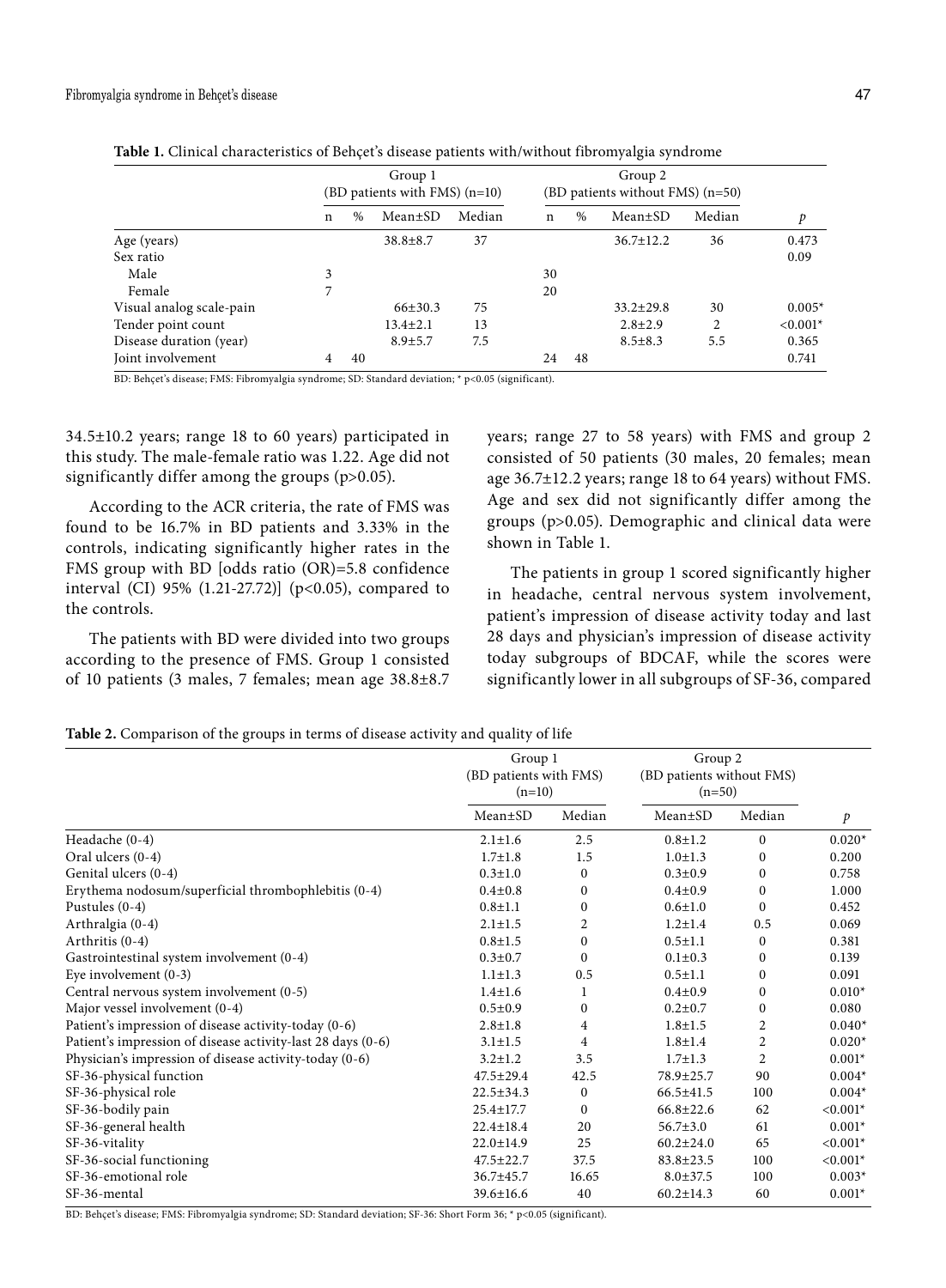**Table 1.** Clinical characteristics of Behçet's disease patients with/without fibromyalgia syndrome

| | Group 1 (BD patients with FMS) (n=10) | | | | Group 2 (BD patients without FMS) (n=50) | | | | |
|---|---|---|---|---|---|---|---|---|---|
| | n | % | Mean±SD | Median | n | % | Mean±SD | Median | *p* |
| Age (years) | | | 38.8±8.7 | 37 | | | 36.7±12.2 | 36 | 0.473 |
| Sex ratio | | | | | | | | | 0.09 |
| Male | 3 | | | | 30 | | | | |
| Female | 7 | | | | 20 | | | | |
| Visual analog scale-pain | | | 66±30.3 | 75 | | | 33.2±29.8 | 30 | 0.005* |
| Tender point count | | | 13.4±2.1 | 13 | | | 2.8±2.9 | 2 | <0.001* |
| Disease duration (year) | | | 8.9±5.7 | 7.5 | | | 8.5±8.3 | 5.5 | 0.365 |
| Joint involvement | 4 | 40 | | | 24 | 48 | | | 0.741 |

BD: Behçet's disease; FMS: Fibromyalgia syndrome; SD: Standard deviation; * p<0.05 (significant).

34.5±10.2 years; range 18 to 60 years) participated in this study. The male-female ratio was 1.22. Age did not significantly differ among the groups (p>0.05).

According to the ACR criteria, the rate of FMS was found to be 16.7% in BD patients and 3.33% in the controls, indicating significantly higher rates in the FMS group with BD [odds ratio (OR)=5.8 confidence interval (CI) 95% (1.21-27.72)] (p<0.05), compared to the controls.

The patients with BD were divided into two groups according to the presence of FMS. Group 1 consisted of 10 patients (3 males, 7 females; mean age 38.8±8.7 years; range 27 to 58 years) with FMS and group 2 consisted of 50 patients (30 males, 20 females; mean age 36.7±12.2 years; range 18 to 64 years) without FMS. Age and sex did not significantly differ among the groups (p>0.05). Demographic and clinical data were shown in Table 1.

The patients in group 1 scored significantly higher in headache, central nervous system involvement, patient's impression of disease activity today and last 28 days and physician's impression of disease activity today subgroups of BDCAF, while the scores were significantly lower in all subgroups of SF-36, compared

**Table 2.** Comparison of the groups in terms of disease activity and quality of life

| | Group 1 (BD patients with FMS) (n=10) | | Group 2 (BD patients without FMS) (n=50) | | |
|---|---|---|---|---|---|
| | Mean±SD | Median | Mean±SD | Median | *p* |
| Headache (0-4) | 2.1±1.6 | 2.5 | 0.8±1.2 | 0 | 0.020* |
| Oral ulcers (0-4) | 1.7±1.8 | 1.5 | 1.0±1.3 | 0 | 0.200 |
| Genital ulcers (0-4) | 0.3±1.0 | 0 | 0.3±0.9 | 0 | 0.758 |
| Erythema nodosum/superficial thrombophlebitis (0-4) | 0.4±0.8 | 0 | 0.4±0.9 | 0 | 1.000 |
| Pustules (0-4) | 0.8±1.1 | 0 | 0.6±1.0 | 0 | 0.452 |
| Arthralgia (0-4) | 2.1±1.5 | 2 | 1.2±1.4 | 0.5 | 0.069 |
| Arthritis (0-4) | 0.8±1.5 | 0 | 0.5±1.1 | 0 | 0.381 |
| Gastrointestinal system involvement (0-4) | 0.3±0.7 | 0 | 0.1±0.3 | 0 | 0.139 |
| Eye involvement (0-3) | 1.1±1.3 | 0.5 | 0.5±1.1 | 0 | 0.091 |
| Central nervous system involvement (0-5) | 1.4±1.6 | 1 | 0.4±0.9 | 0 | 0.010* |
| Major vessel involvement (0-4) | 0.5±0.9 | 0 | 0.2±0.7 | 0 | 0.080 |
| Patient's impression of disease activity-today (0-6) | 2.8±1.8 | 4 | 1.8±1.5 | 2 | 0.040* |
| Patient's impression of disease activity-last 28 days (0-6) | 3.1±1.5 | 4 | 1.8±1.4 | 2 | 0.020* |
| Physician's impression of disease activity-today (0-6) | 3.2±1.2 | 3.5 | 1.7±1.3 | 2 | 0.001* |
| SF-36-physical function | 47.5±29.4 | 42.5 | 78.9±25.7 | 90 | 0.004* |
| SF-36-physical role | 22.5±34.3 | 0 | 66.5±41.5 | 100 | 0.004* |
| SF-36-bodily pain | 25.4±17.7 | 0 | 66.8±22.6 | 62 | <0.001* |
| SF-36-general health | 22.4±18.4 | 20 | 56.7±3.0 | 61 | 0.001* |
| SF-36-vitality | 22.0±14.9 | 25 | 60.2±24.0 | 65 | <0.001* |
| SF-36-social functioning | 47.5±22.7 | 37.5 | 83.8±23.5 | 100 | <0.001* |
| SF-36-emotional role | 36.7±45.7 | 16.65 | 8.0±37.5 | 100 | 0.003* |
| SF-36-mental | 39.6±16.6 | 40 | 60.2±14.3 | 60 | 0.001* |

BD: Behçet's disease; FMS: Fibromyalgia syndrome; SD: Standard deviation; SF-36: Short Form 36; * p<0.05 (significant).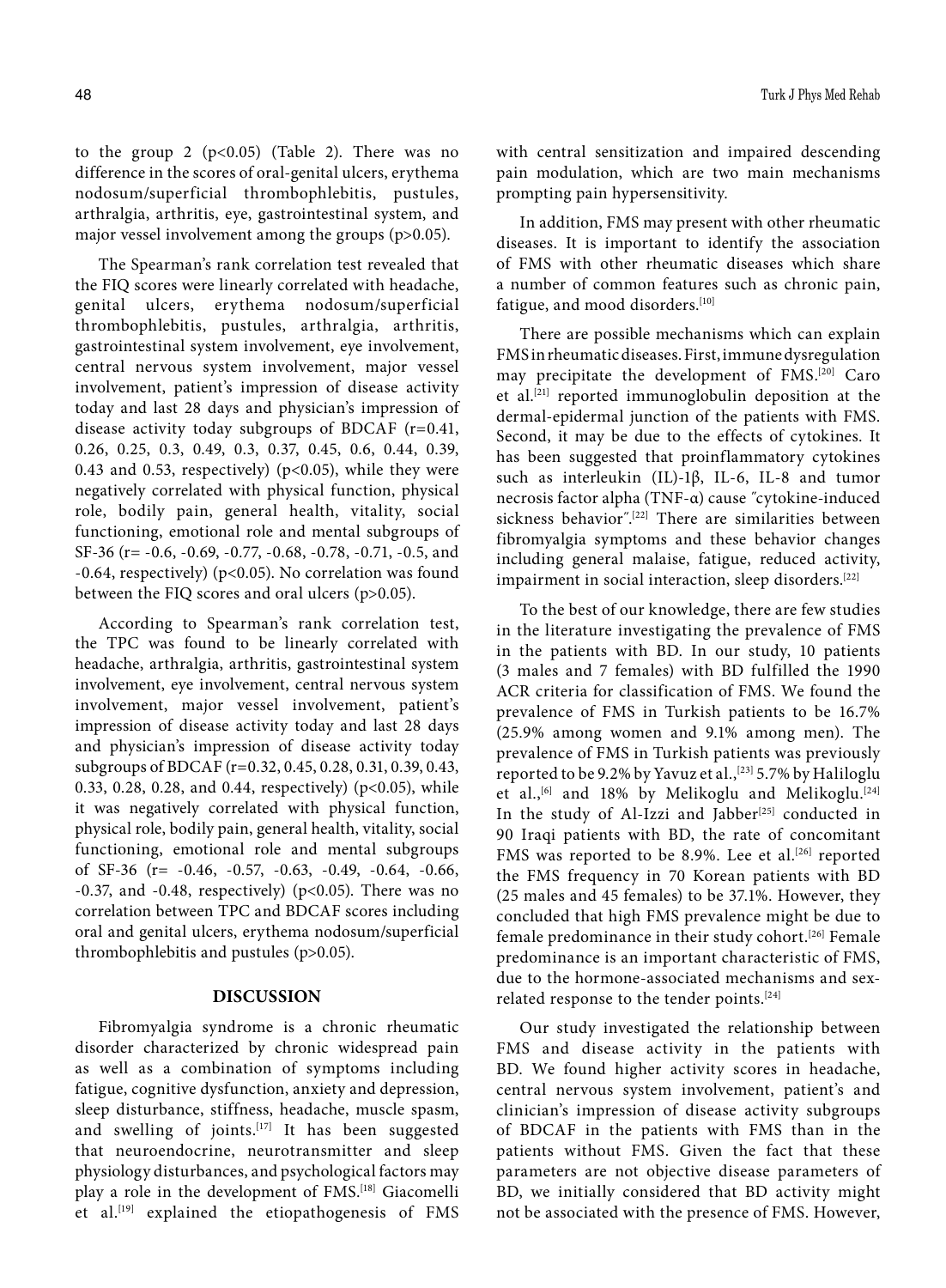to the group 2 ($p<0.05$) (Table 2). There was no difference in the scores of oral-genital ulcers, erythema nodosum/superficial thrombophlebitis, pustules, arthralgia, arthritis, eye, gastrointestinal system, and major vessel involvement among the groups ($p>0.05$).

The Spearman's rank correlation test revealed that the FIQ scores were linearly correlated with headache, genital ulcers, erythema nodosum/superficial thrombophlebitis, pustules, arthralgia, arthritis, gastrointestinal system involvement, eye involvement, central nervous system involvement, major vessel involvement, patient's impression of disease activity today and last 28 days and physician's impression of disease activity today subgroups of BDCAF (r=0.41, 0.26, 0.25, 0.3, 0.49, 0.3, 0.37, 0.45, 0.6, 0.44, 0.39, 0.43 and 0.53, respectively) ($p<0.05$), while they were negatively correlated with physical function, physical role, bodily pain, general health, vitality, social functioning, emotional role and mental subgroups of SF-36 (r= -0.6, -0.69, -0.77, -0.68, -0.78, -0.71, -0.5, and -0.64, respectively) ($p<0.05$). No correlation was found between the FIQ scores and oral ulcers ($p>0.05$).

According to Spearman's rank correlation test, the TPC was found to be linearly correlated with headache, arthralgia, arthritis, gastrointestinal system involvement, eye involvement, central nervous system involvement, major vessel involvement, patient's impression of disease activity today and last 28 days and physician's impression of disease activity today subgroups of BDCAF (r=0.32, 0.45, 0.28, 0.31, 0.39, 0.43, 0.33, 0.28, 0.28, and 0.44, respectively) ($p<0.05$), while it was negatively correlated with physical function, physical role, bodily pain, general health, vitality, social functioning, emotional role and mental subgroups of SF-36 (r= -0.46, -0.57, -0.63, -0.49, -0.64, -0.66, -0.37, and -0.48, respectively) ($p<0.05$). There was no correlation between TPC and BDCAF scores including oral and genital ulcers, erythema nodosum/superficial thrombophlebitis and pustules ($p>0.05$).

## DISCUSSION

Fibromyalgia syndrome is a chronic rheumatic disorder characterized by chronic widespread pain as well as a combination of symptoms including fatigue, cognitive dysfunction, anxiety and depression, sleep disturbance, stiffness, headache, muscle spasm, and swelling of joints.[17] It has been suggested that neuroendocrine, neurotransmitter and sleep physiology disturbances, and psychological factors may play a role in the development of FMS.[18] Giacomelli et al.[19] explained the etiopathogenesis of FMS with central sensitization and impaired descending pain modulation, which are two main mechanisms prompting pain hypersensitivity.

In addition, FMS may present with other rheumatic diseases. It is important to identify the association of FMS with other rheumatic diseases which share a number of common features such as chronic pain, fatigue, and mood disorders.[10]

There are possible mechanisms which can explain FMS in rheumatic diseases. First, immune dysregulation may precipitate the development of FMS.[20] Caro et al.[21] reported immunoglobulin deposition at the dermal-epidermal junction of the patients with FMS. Second, it may be due to the effects of cytokines. It has been suggested that proinflammatory cytokines such as interleukin (IL)-1β, IL-6, IL-8 and tumor necrosis factor alpha (TNF-α) cause "cytokine-induced sickness behavior".[22] There are similarities between fibromyalgia symptoms and these behavior changes including general malaise, fatigue, reduced activity, impairment in social interaction, sleep disorders.[22]

To the best of our knowledge, there are few studies in the literature investigating the prevalence of FMS in the patients with BD. In our study, 10 patients (3 males and 7 females) with BD fulfilled the 1990 ACR criteria for classification of FMS. We found the prevalence of FMS in Turkish patients to be 16.7% (25.9% among women and 9.1% among men). The prevalence of FMS in Turkish patients was previously reported to be 9.2% by Yavuz et al.,[23] 5.7% by Haliloglu et al.,[6] and 18% by Melikoglu and Melikoglu.[24] In the study of Al-Izzi and Jabber[25] conducted in 90 Iraqi patients with BD, the rate of concomitant FMS was reported to be 8.9%. Lee et al.[26] reported the FMS frequency in 70 Korean patients with BD (25 males and 45 females) to be 37.1%. However, they concluded that high FMS prevalence might be due to female predominance in their study cohort.[26] Female predominance is an important characteristic of FMS, due to the hormone-associated mechanisms and sex-related response to the tender points.[24]

Our study investigated the relationship between FMS and disease activity in the patients with BD. We found higher activity scores in headache, central nervous system involvement, patient's and clinician's impression of disease activity subgroups of BDCAF in the patients with FMS than in the patients without FMS. Given the fact that these parameters are not objective disease parameters of BD, we initially considered that BD activity might not be associated with the presence of FMS. However,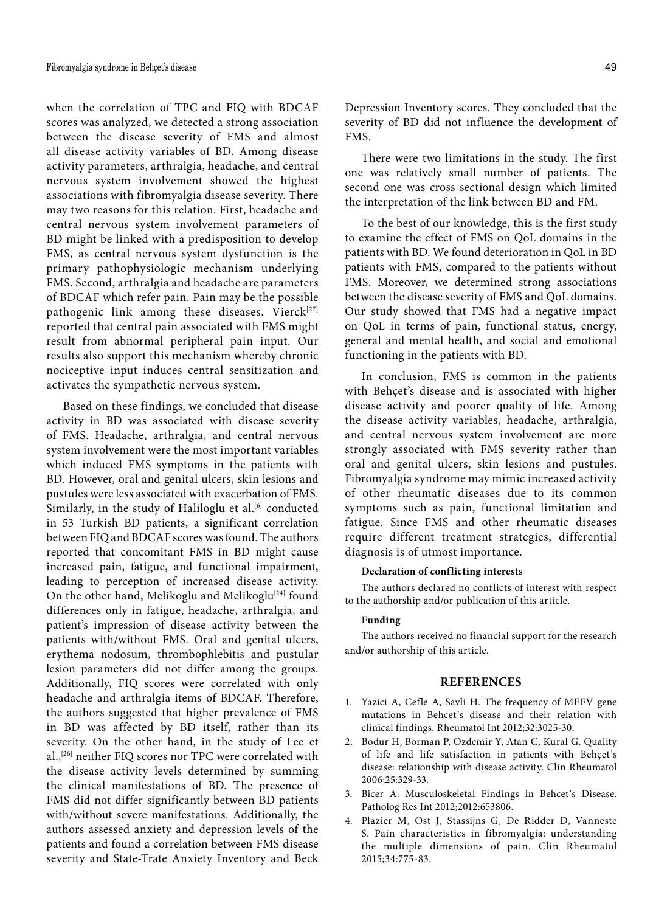when the correlation of TPC and FIQ with BDCAF scores was analyzed, we detected a strong association between the disease severity of FMS and almost all disease activity variables of BD. Among disease activity parameters, arthralgia, headache, and central nervous system involvement showed the highest associations with fibromyalgia disease severity. There may two reasons for this relation. First, headache and central nervous system involvement parameters of BD might be linked with a predisposition to develop FMS, as central nervous system dysfunction is the primary pathophysiologic mechanism underlying FMS. Second, arthralgia and headache are parameters of BDCAF which refer pain. Pain may be the possible pathogenic link among these diseases. Vierck[27] reported that central pain associated with FMS might result from abnormal peripheral pain input. Our results also support this mechanism whereby chronic nociceptive input induces central sensitization and activates the sympathetic nervous system.

Based on these findings, we concluded that disease activity in BD was associated with disease severity of FMS. Headache, arthralgia, and central nervous system involvement were the most important variables which induced FMS symptoms in the patients with BD. However, oral and genital ulcers, skin lesions and pustules were less associated with exacerbation of FMS. Similarly, in the study of Haliloglu et al.[6] conducted in 53 Turkish BD patients, a significant correlation between FIQ and BDCAF scores was found. The authors reported that concomitant FMS in BD might cause increased pain, fatigue, and functional impairment, leading to perception of increased disease activity. On the other hand, Melikoglu and Melikoglu[24] found differences only in fatigue, headache, arthralgia, and patient's impression of disease activity between the patients with/without FMS. Oral and genital ulcers, erythema nodosum, thrombophlebitis and pustular lesion parameters did not differ among the groups. Additionally, FIQ scores were correlated with only headache and arthralgia items of BDCAF. Therefore, the authors suggested that higher prevalence of FMS in BD was affected by BD itself, rather than its severity. On the other hand, in the study of Lee et al.,[26] neither FIQ scores nor TPC were correlated with the disease activity levels determined by summing the clinical manifestations of BD. The presence of FMS did not differ significantly between BD patients with/without severe manifestations. Additionally, the authors assessed anxiety and depression levels of the patients and found a correlation between FMS disease severity and State-Trate Anxiety Inventory and Beck Depression Inventory scores. They concluded that the severity of BD did not influence the development of FMS.

There were two limitations in the study. The first one was relatively small number of patients. The second one was cross-sectional design which limited the interpretation of the link between BD and FM.

To the best of our knowledge, this is the first study to examine the effect of FMS on QoL domains in the patients with BD. We found deterioration in QoL in BD patients with FMS, compared to the patients without FMS. Moreover, we determined strong associations between the disease severity of FMS and QoL domains. Our study showed that FMS had a negative impact on QoL in terms of pain, functional status, energy, general and mental health, and social and emotional functioning in the patients with BD.

In conclusion, FMS is common in the patients with Behçet's disease and is associated with higher disease activity and poorer quality of life. Among the disease activity variables, headache, arthralgia, and central nervous system involvement are more strongly associated with FMS severity rather than oral and genital ulcers, skin lesions and pustules. Fibromyalgia syndrome may mimic increased activity of other rheumatic diseases due to its common symptoms such as pain, functional limitation and fatigue. Since FMS and other rheumatic diseases require different treatment strategies, differential diagnosis is of utmost importance.

**Declaration of conflicting interests**

The authors declared no conflicts of interest with respect to the authorship and/or publication of this article.

**Funding**

The authors received no financial support for the research and/or authorship of this article.

## REFERENCES

1. Yazici A, Cefle A, Savli H. The frequency of MEFV gene mutations in Behcet's disease and their relation with clinical findings. Rheumatol Int 2012;32:3025-30.
2. Bodur H, Borman P, Ozdemir Y, Atan C, Kural G. Quality of life and life satisfaction in patients with Behçet's disease: relationship with disease activity. Clin Rheumatol 2006;25:329-33.
3. Bicer A. Musculoskeletal Findings in Behcet's Disease. Patholog Res Int 2012;2012:653806.
4. Plazier M, Ost J, Stassijns G, De Ridder D, Vanneste S. Pain characteristics in fibromyalgia: understanding the multiple dimensions of pain. Clin Rheumatol 2015;34:775-83.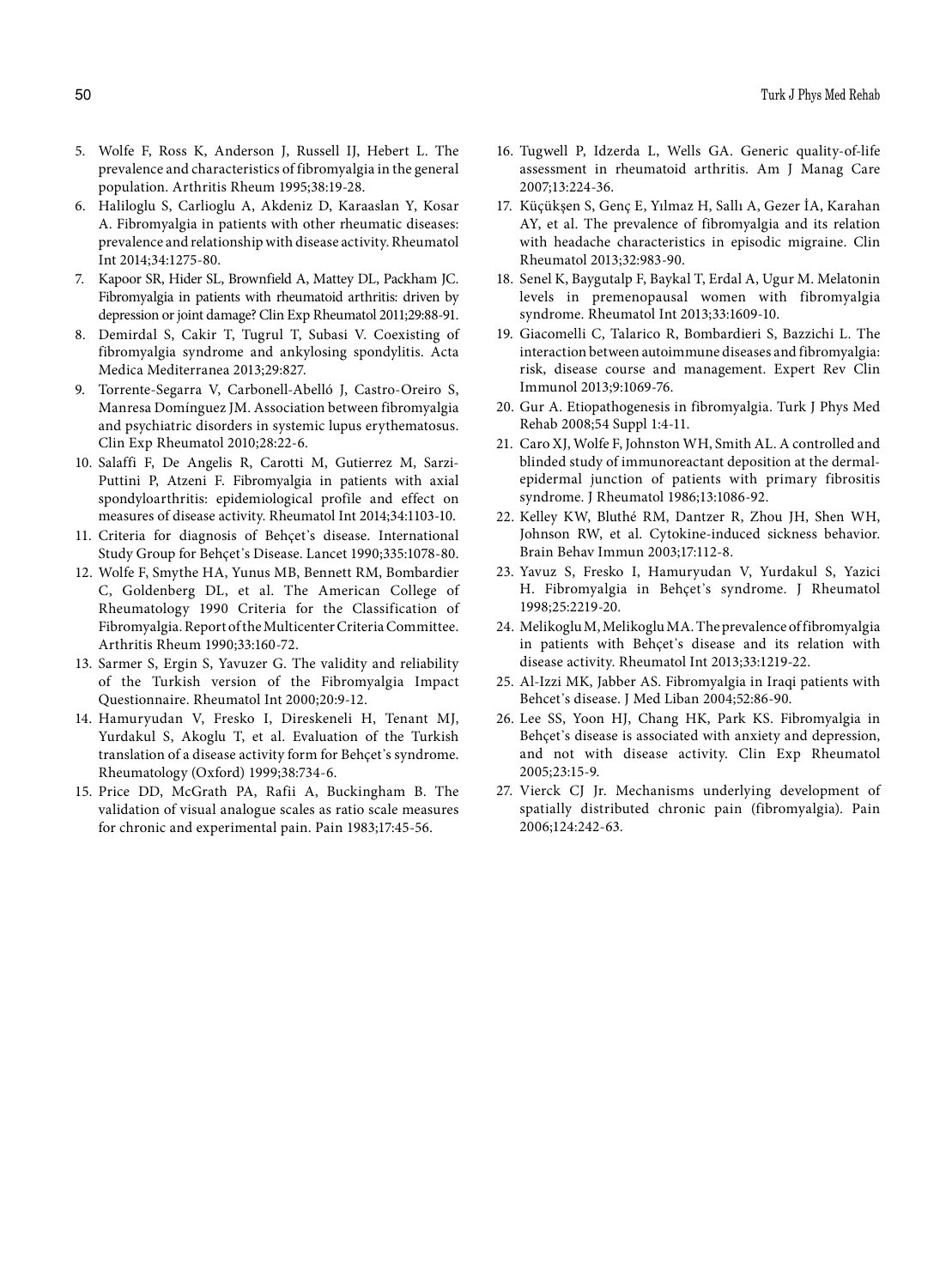5. Wolfe F, Ross K, Anderson J, Russell IJ, Hebert L. The prevalence and characteristics of fibromyalgia in the general population. Arthritis Rheum 1995;38:19-28.
6. Haliloglu S, Carlioglu A, Akdeniz D, Karaaslan Y, Kosar A. Fibromyalgia in patients with other rheumatic diseases: prevalence and relationship with disease activity. Rheumatol Int 2014;34:1275-80.
7. Kapoor SR, Hider SL, Brownfield A, Mattey DL, Packham JC. Fibromyalgia in patients with rheumatoid arthritis: driven by depression or joint damage? Clin Exp Rheumatol 2011;29:88-91.
8. Demirdal S, Cakir T, Tugrul T, Subasi V. Coexisting of fibromyalgia syndrome and ankylosing spondylitis. Acta Medica Mediterranea 2013;29:827.
9. Torrente-Segarra V, Carbonell-Abelló J, Castro-Oreiro S, Manresa Domínguez JM. Association between fibromyalgia and psychiatric disorders in systemic lupus erythematosus. Clin Exp Rheumatol 2010;28:22-6.
10. Salaffi F, De Angelis R, Carotti M, Gutierrez M, Sarzi-Puttini P, Atzeni F. Fibromyalgia in patients with axial spondyloarthritis: epidemiological profile and effect on measures of disease activity. Rheumatol Int 2014;34:1103-10.
11. Criteria for diagnosis of Behçet's disease. International Study Group for Behçet's Disease. Lancet 1990;335:1078-80.
12. Wolfe F, Smythe HA, Yunus MB, Bennett RM, Bombardier C, Goldenberg DL, et al. The American College of Rheumatology 1990 Criteria for the Classification of Fibromyalgia. Report of the Multicenter Criteria Committee. Arthritis Rheum 1990;33:160-72.
13. Sarmer S, Ergin S, Yavuzer G. The validity and reliability of the Turkish version of the Fibromyalgia Impact Questionnaire. Rheumatol Int 2000;20:9-12.
14. Hamuryudan V, Fresko I, Direskeneli H, Tenant MJ, Yurdakul S, Akoglu T, et al. Evaluation of the Turkish translation of a disease activity form for Behçet's syndrome. Rheumatology (Oxford) 1999;38:734-6.
15. Price DD, McGrath PA, Rafii A, Buckingham B. The validation of visual analogue scales as ratio scale measures for chronic and experimental pain. Pain 1983;17:45-56.
16. Tugwell P, Idzerda L, Wells GA. Generic quality-of-life assessment in rheumatoid arthritis. Am J Manag Care 2007;13:224-36.
17. Küçükşen S, Genç E, Yılmaz H, Sallı A, Gezer İA, Karahan AY, et al. The prevalence of fibromyalgia and its relation with headache characteristics in episodic migraine. Clin Rheumatol 2013;32:983-90.
18. Senel K, Baygutalp F, Baykal T, Erdal A, Ugur M. Melatonin levels in premenopausal women with fibromyalgia syndrome. Rheumatol Int 2013;33:1609-10.
19. Giacomelli C, Talarico R, Bombardieri S, Bazzichi L. The interaction between autoimmune diseases and fibromyalgia: risk, disease course and management. Expert Rev Clin Immunol 2013;9:1069-76.
20. Gur A. Etiopathogenesis in fibromyalgia. Turk J Phys Med Rehab 2008;54 Suppl 1:4-11.
21. Caro XJ, Wolfe F, Johnston WH, Smith AL. A controlled and blinded study of immunoreactant deposition at the dermal-epidermal junction of patients with primary fibrositis syndrome. J Rheumatol 1986;13:1086-92.
22. Kelley KW, Bluthé RM, Dantzer R, Zhou JH, Shen WH, Johnson RW, et al. Cytokine-induced sickness behavior. Brain Behav Immun 2003;17:112-8.
23. Yavuz S, Fresko I, Hamuryudan V, Yurdakul S, Yazici H. Fibromyalgia in Behçet's syndrome. J Rheumatol 1998;25:2219-20.
24. Melikoglu M, Melikoglu MA. The prevalence of fibromyalgia in patients with Behçet's disease and its relation with disease activity. Rheumatol Int 2013;33:1219-22.
25. Al-Izzi MK, Jabber AS. Fibromyalgia in Iraqi patients with Behcet's disease. J Med Liban 2004;52:86-90.
26. Lee SS, Yoon HJ, Chang HK, Park KS. Fibromyalgia in Behçet's disease is associated with anxiety and depression, and not with disease activity. Clin Exp Rheumatol 2005;23:15-9.
27. Vierck CJ Jr. Mechanisms underlying development of spatially distributed chronic pain (fibromyalgia). Pain 2006;124:242-63.